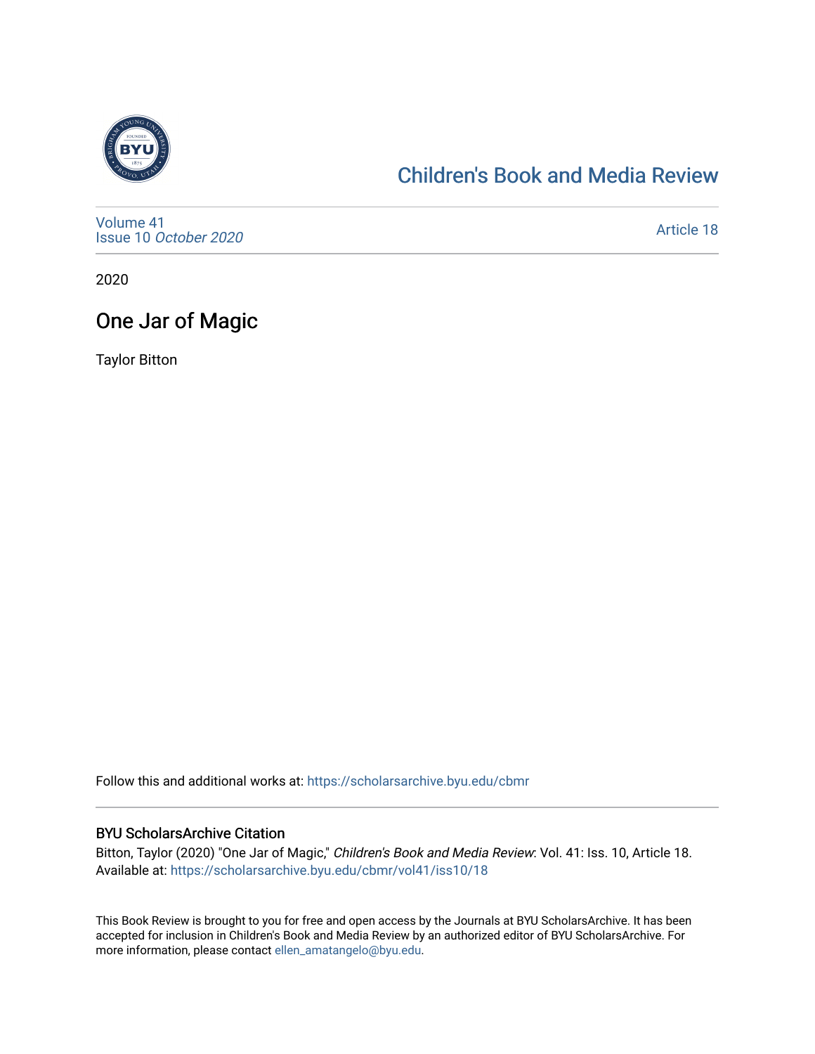[Children's Book and Media Review](https://scholarsarchive.byu.edu/cbmr)

Volume 41
Issue 10 *October 2020*

Article 18

2020

# One Jar of Magic

Taylor Bitton

Follow this and additional works at: https://scholarsarchive.byu.edu/cbmr

### BYU ScholarsArchive Citation

Bitton, Taylor (2020) "One Jar of Magic," *Children's Book and Media Review*: Vol. 41: Iss. 10, Article 18. Available at: https://scholarsarchive.byu.edu/cbmr/vol41/iss10/18

This Book Review is brought to you for free and open access by the Journals at BYU ScholarsArchive. It has been accepted for inclusion in Children's Book and Media Review by an authorized editor of BYU ScholarsArchive. For more information, please contact ellen_amatangelo@byu.edu.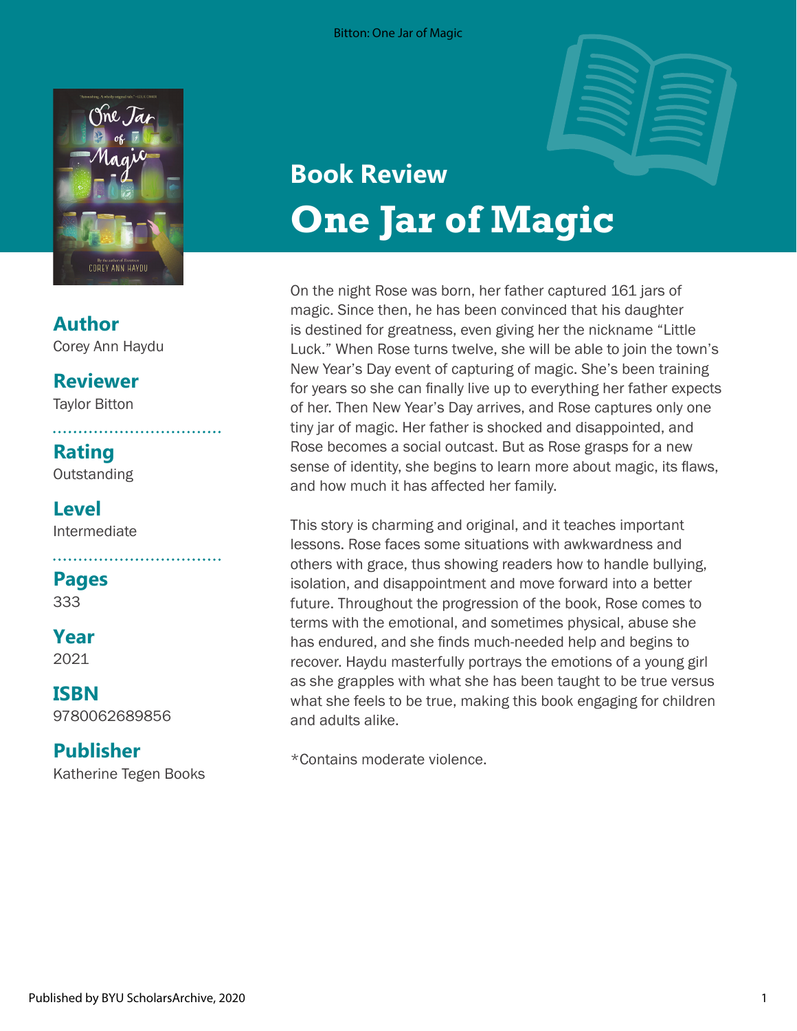# Book Review

# One Jar of Magic

## Author

Corey Ann Haydu

## Reviewer

Taylor Bitton

## Rating

Outstanding

## Level

Intermediate

## Pages

333

## Year

2021

## ISBN

9780062689856

## Publisher

Katherine Tegen Books

On the night Rose was born, her father captured 161 jars of magic. Since then, he has been convinced that his daughter is destined for greatness, even giving her the nickname "Little Luck." When Rose turns twelve, she will be able to join the town's New Year's Day event of capturing of magic. She's been training for years so she can finally live up to everything her father expects of her. Then New Year's Day arrives, and Rose captures only one tiny jar of magic. Her father is shocked and disappointed, and Rose becomes a social outcast. But as Rose grasps for a new sense of identity, she begins to learn more about magic, its flaws, and how much it has affected her family.

This story is charming and original, and it teaches important lessons. Rose faces some situations with awkwardness and others with grace, thus showing readers how to handle bullying, isolation, and disappointment and move forward into a better future. Throughout the progression of the book, Rose comes to terms with the emotional, and sometimes physical, abuse she has endured, and she finds much-needed help and begins to recover. Haydu masterfully portrays the emotions of a young girl as she grapples with what she has been taught to be true versus what she feels to be true, making this book engaging for children and adults alike.

*Contains moderate violence.